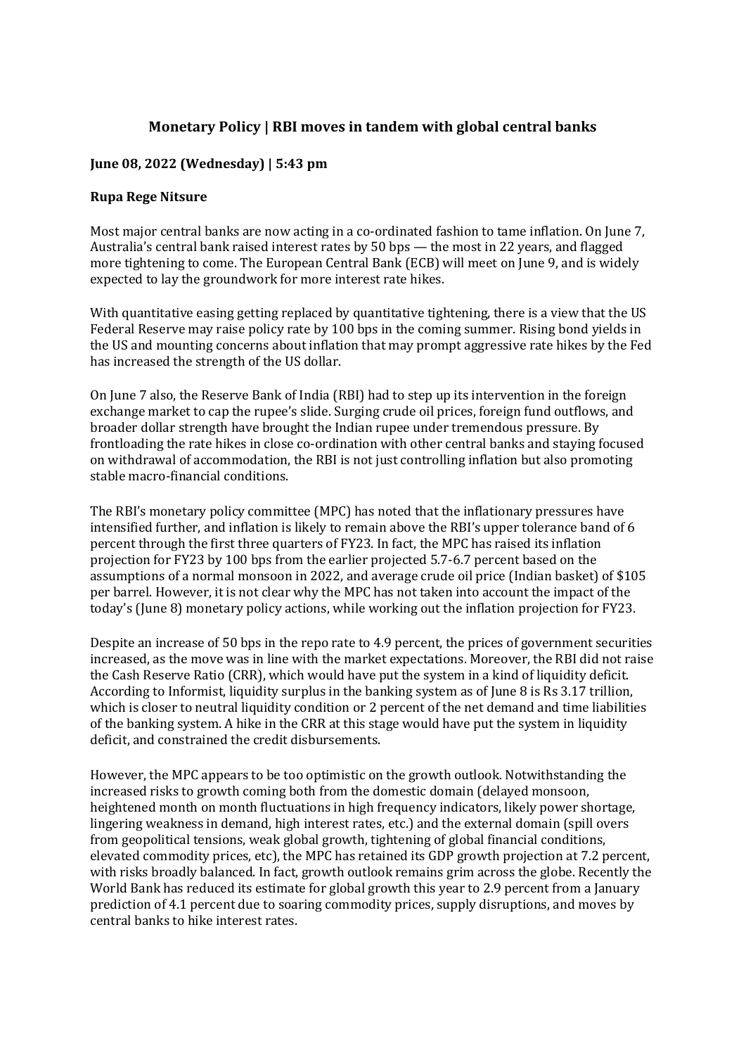## Monetary Policy | RBI moves in tandem with global central banks

**June 08, 2022 (Wednesday) | 5:43 pm**

**Rupa Rege Nitsure**

Most major central banks are now acting in a co-ordinated fashion to tame inflation. On June 7, Australia's central bank raised interest rates by 50 bps — the most in 22 years, and flagged more tightening to come. The European Central Bank (ECB) will meet on June 9, and is widely expected to lay the groundwork for more interest rate hikes.

With quantitative easing getting replaced by quantitative tightening, there is a view that the US Federal Reserve may raise policy rate by 100 bps in the coming summer. Rising bond yields in the US and mounting concerns about inflation that may prompt aggressive rate hikes by the Fed has increased the strength of the US dollar.

On June 7 also, the Reserve Bank of India (RBI) had to step up its intervention in the foreign exchange market to cap the rupee's slide. Surging crude oil prices, foreign fund outflows, and broader dollar strength have brought the Indian rupee under tremendous pressure. By frontloading the rate hikes in close co-ordination with other central banks and staying focused on withdrawal of accommodation, the RBI is not just controlling inflation but also promoting stable macro-financial conditions.

The RBI's monetary policy committee (MPC) has noted that the inflationary pressures have intensified further, and inflation is likely to remain above the RBI's upper tolerance band of 6 percent through the first three quarters of FY23. In fact, the MPC has raised its inflation projection for FY23 by 100 bps from the earlier projected 5.7-6.7 percent based on the assumptions of a normal monsoon in 2022, and average crude oil price (Indian basket) of $105 per barrel. However, it is not clear why the MPC has not taken into account the impact of the today's (June 8) monetary policy actions, while working out the inflation projection for FY23.

Despite an increase of 50 bps in the repo rate to 4.9 percent, the prices of government securities increased, as the move was in line with the market expectations. Moreover, the RBI did not raise the Cash Reserve Ratio (CRR), which would have put the system in a kind of liquidity deficit. According to Informist, liquidity surplus in the banking system as of June 8 is Rs 3.17 trillion, which is closer to neutral liquidity condition or 2 percent of the net demand and time liabilities of the banking system. A hike in the CRR at this stage would have put the system in liquidity deficit, and constrained the credit disbursements.

However, the MPC appears to be too optimistic on the growth outlook. Notwithstanding the increased risks to growth coming both from the domestic domain (delayed monsoon, heightened month on month fluctuations in high frequency indicators, likely power shortage, lingering weakness in demand, high interest rates, etc.) and the external domain (spill overs from geopolitical tensions, weak global growth, tightening of global financial conditions, elevated commodity prices, etc), the MPC has retained its GDP growth projection at 7.2 percent, with risks broadly balanced. In fact, growth outlook remains grim across the globe. Recently the World Bank has reduced its estimate for global growth this year to 2.9 percent from a January prediction of 4.1 percent due to soaring commodity prices, supply disruptions, and moves by central banks to hike interest rates.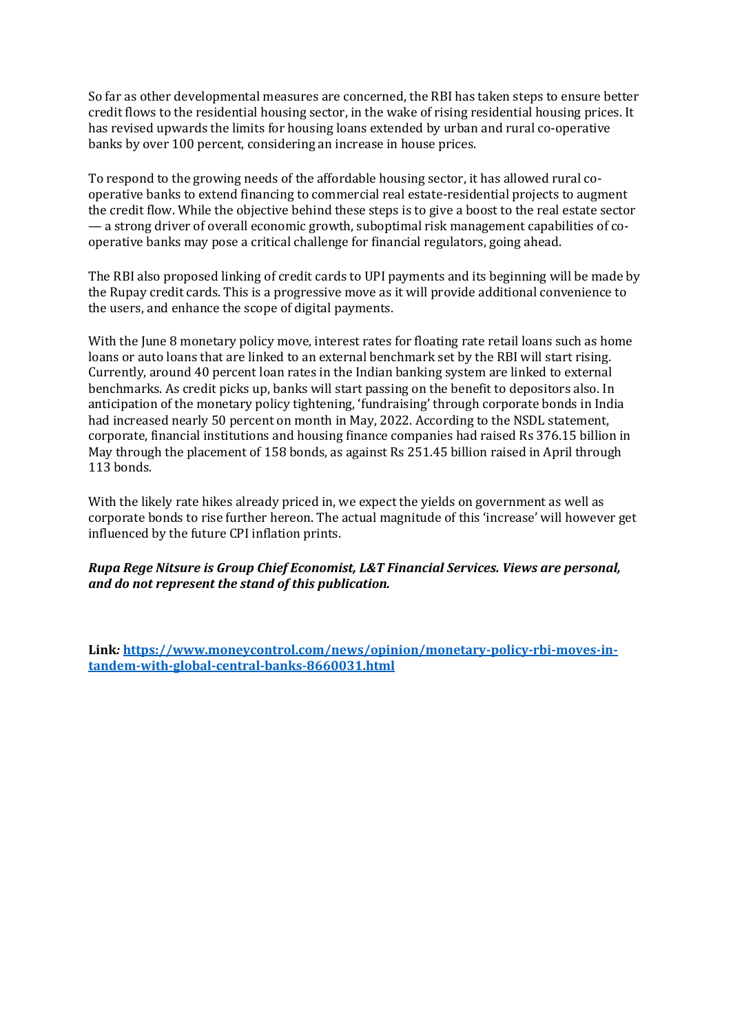So far as other developmental measures are concerned, the RBI has taken steps to ensure better credit flows to the residential housing sector, in the wake of rising residential housing prices. It has revised upwards the limits for housing loans extended by urban and rural co-operative banks by over 100 percent, considering an increase in house prices.

To respond to the growing needs of the affordable housing sector, it has allowed rural co-operative banks to extend financing to commercial real estate-residential projects to augment the credit flow. While the objective behind these steps is to give a boost to the real estate sector — a strong driver of overall economic growth, suboptimal risk management capabilities of co-operative banks may pose a critical challenge for financial regulators, going ahead.

The RBI also proposed linking of credit cards to UPI payments and its beginning will be made by the Rupay credit cards. This is a progressive move as it will provide additional convenience to the users, and enhance the scope of digital payments.

With the June 8 monetary policy move, interest rates for floating rate retail loans such as home loans or auto loans that are linked to an external benchmark set by the RBI will start rising. Currently, around 40 percent loan rates in the Indian banking system are linked to external benchmarks. As credit picks up, banks will start passing on the benefit to depositors also. In anticipation of the monetary policy tightening, 'fundraising' through corporate bonds in India had increased nearly 50 percent on month in May, 2022. According to the NSDL statement, corporate, financial institutions and housing finance companies had raised Rs 376.15 billion in May through the placement of 158 bonds, as against Rs 251.45 billion raised in April through 113 bonds.

With the likely rate hikes already priced in, we expect the yields on government as well as corporate bonds to rise further hereon. The actual magnitude of this 'increase' will however get influenced by the future CPI inflation prints.

***Rupa Rege Nitsure is Group Chief Economist, L&T Financial Services. Views are personal, and do not represent the stand of this publication.***

**Link: [https://www.moneycontrol.com/news/opinion/monetary-policy-rbi-moves-in-tandem-with-global-central-banks-8660031.html](https://www.moneycontrol.com/news/opinion/monetary-policy-rbi-moves-in-tandem-with-global-central-banks-8660031.html)**